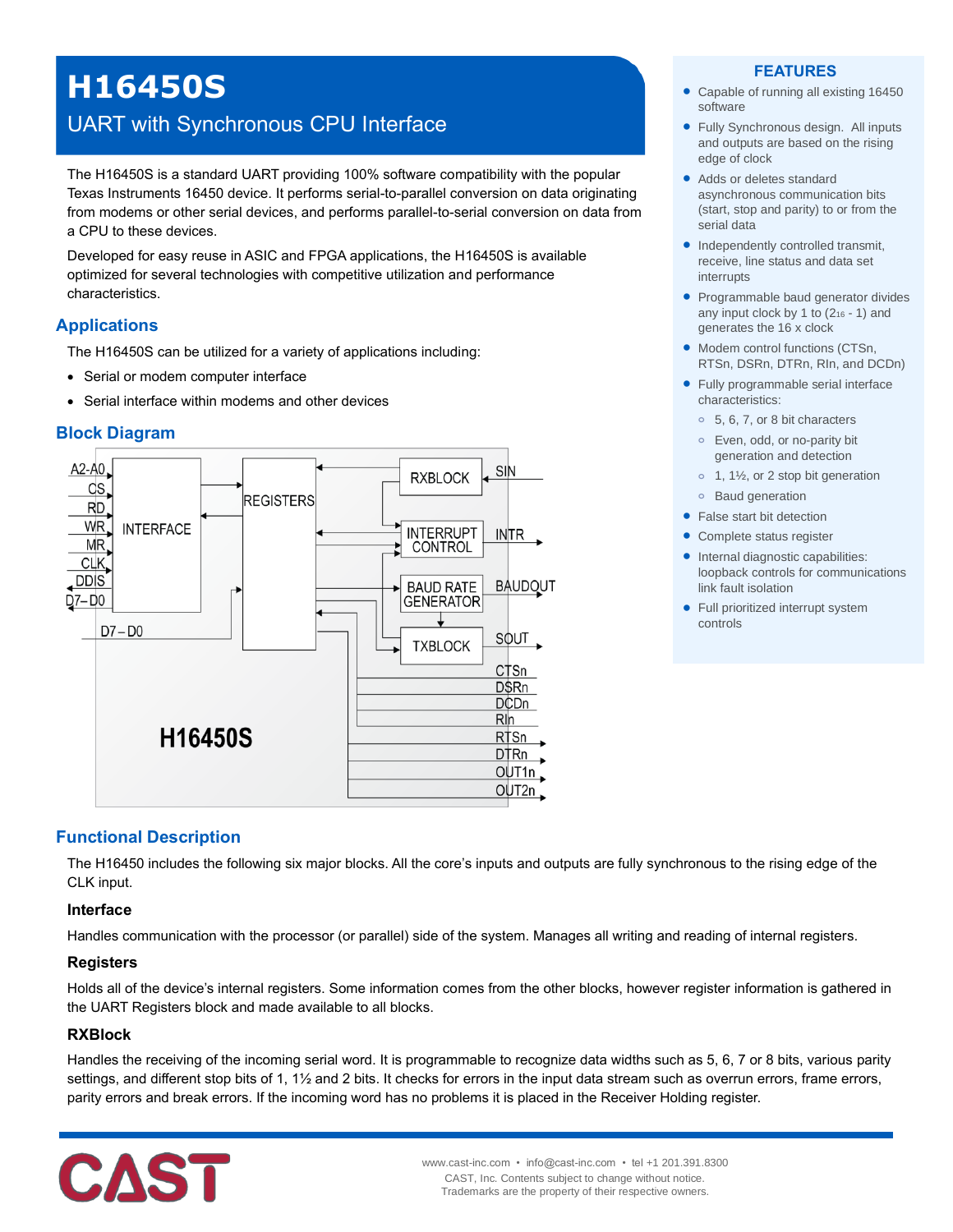# H16450S

## UART with Synchronous CPU Interface

The H16450S is a standard UART providing 100% software compatibility with the popular Texas Instruments 16450 device. It performs serial-to-parallel conversion on data originating from modems or other serial devices, and performs parallel-to-serial conversion on data from a CPU to these devices.

Developed for easy reuse in ASIC and FPGA applications, the H16450S is available optimized for several technologies with competitive utilization and performance characteristics.

## Applications

The H16450S can be utilized for a variety of applications including:

- Serial or modem computer interface
- Serial interface within modems and other devices

## Block Diagram

## Functional Description

The H16450 includes the following six major blocks. All the core's inputs and outputs are fully synchronous to the rising edge of the CLK input.

### Interface

Handles communication with the processor (or parallel) side of the system. Manages all writing and reading of internal registers.

### Registers

Holds all of the device's internal registers. Some information comes from the other blocks, however register information is gathered in the UART Registers block and made available to all blocks.

### RXBlock

Handles the receiving of the incoming serial word. It is programmable to recognize data widths such as 5, 6, 7 or 8 bits, various parity settings, and different stop bits of 1, 1½ and 2 bits. It checks for errors in the input data stream such as overrun errors, frame errors, parity errors and break errors. If the incoming word has no problems it is placed in the Receiver Holding register.

## FEATURES

- Capable of running all existing 16450 software
- Fully Synchronous design. All inputs and outputs are based on the rising edge of clock
- Adds or deletes standard asynchronous communication bits (start, stop and parity) to or from the serial data
- Independently controlled transmit, receive, line status and data set interrupts
- Programmable baud generator divides any input clock by 1 to ($2^{16}$ - 1) and generates the 16 x clock
- Modem control functions (CTSn, RTSn, DSRn, DTRn, RIn, and DCDn)
- Fully programmable serial interface characteristics:
  - 5, 6, 7, or 8 bit characters
  - Even, odd, or no-parity bit generation and detection
  - 1, 1½, or 2 stop bit generation
  - Baud generation
- False start bit detection
- Complete status register
- Internal diagnostic capabilities: loopback controls for communications link fault isolation
- Full prioritized interrupt system controls

www.cast-inc.com • info@cast-inc.com • tel +1 201.391.8300
CAST, Inc. Contents subject to change without notice.
Trademarks are the property of their respective owners.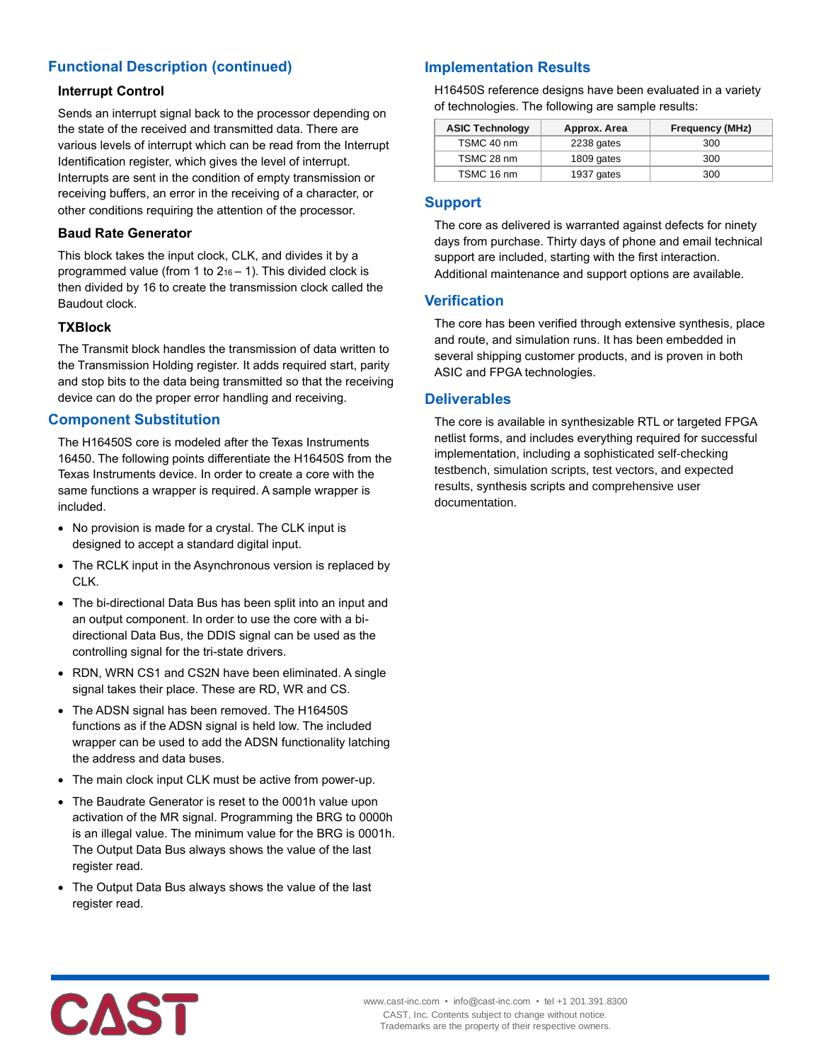## Functional Description (continued)

### Interrupt Control

Sends an interrupt signal back to the processor depending on the state of the received and transmitted data. There are various levels of interrupt which can be read from the Interrupt Identification register, which gives the level of interrupt. Interrupts are sent in the condition of empty transmission or receiving buffers, an error in the receiving of a character, or other conditions requiring the attention of the processor.

### Baud Rate Generator

This block takes the input clock, CLK, and divides it by a programmed value (from 1 to $2^{16} - 1$). This divided clock is then divided by 16 to create the transmission clock called the Baudout clock.

### TXBlock

The Transmit block handles the transmission of data written to the Transmission Holding register. It adds required start, parity and stop bits to the data being transmitted so that the receiving device can do the proper error handling and receiving.

## Component Substitution

The H16450S core is modeled after the Texas Instruments 16450. The following points differentiate the H16450S from the Texas Instruments device. In order to create a core with the same functions a wrapper is required. A sample wrapper is included.

- No provision is made for a crystal. The CLK input is designed to accept a standard digital input.
- The RCLK input in the Asynchronous version is replaced by CLK.
- The bi-directional Data Bus has been split into an input and an output component. In order to use the core with a bi-directional Data Bus, the DDIS signal can be used as the controlling signal for the tri-state drivers.
- RDN, WRN CS1 and CS2N have been eliminated. A single signal takes their place. These are RD, WR and CS.
- The ADSN signal has been removed. The H16450S functions as if the ADSN signal is held low. The included wrapper can be used to add the ADSN functionality latching the address and data buses.
- The main clock input CLK must be active from power-up.
- The Baudrate Generator is reset to the 0001h value upon activation of the MR signal. Programming the BRG to 0000h is an illegal value. The minimum value for the BRG is 0001h. The Output Data Bus always shows the value of the last register read.
- The Output Data Bus always shows the value of the last register read.

## Implementation Results

H16450S reference designs have been evaluated in a variety of technologies. The following are sample results:

| ASIC Technology | Approx. Area | Frequency (MHz) |
|---|---|---|
| TSMC 40 nm | 2238 gates | 300 |
| TSMC 28 nm | 1809 gates | 300 |
| TSMC 16 nm | 1937 gates | 300 |

## Support

The core as delivered is warranted against defects for ninety days from purchase. Thirty days of phone and email technical support are included, starting with the first interaction. Additional maintenance and support options are available.

## Verification

The core has been verified through extensive synthesis, place and route, and simulation runs. It has been embedded in several shipping customer products, and is proven in both ASIC and FPGA technologies.

## Deliverables

The core is available in synthesizable RTL or targeted FPGA netlist forms, and includes everything required for successful implementation, including a sophisticated self-checking testbench, simulation scripts, test vectors, and expected results, synthesis scripts and comprehensive user documentation.

CAST

www.cast-inc.com • info@cast-inc.com • tel +1 201.391.8300
CAST, Inc. Contents subject to change without notice.
Trademarks are the property of their respective owners.